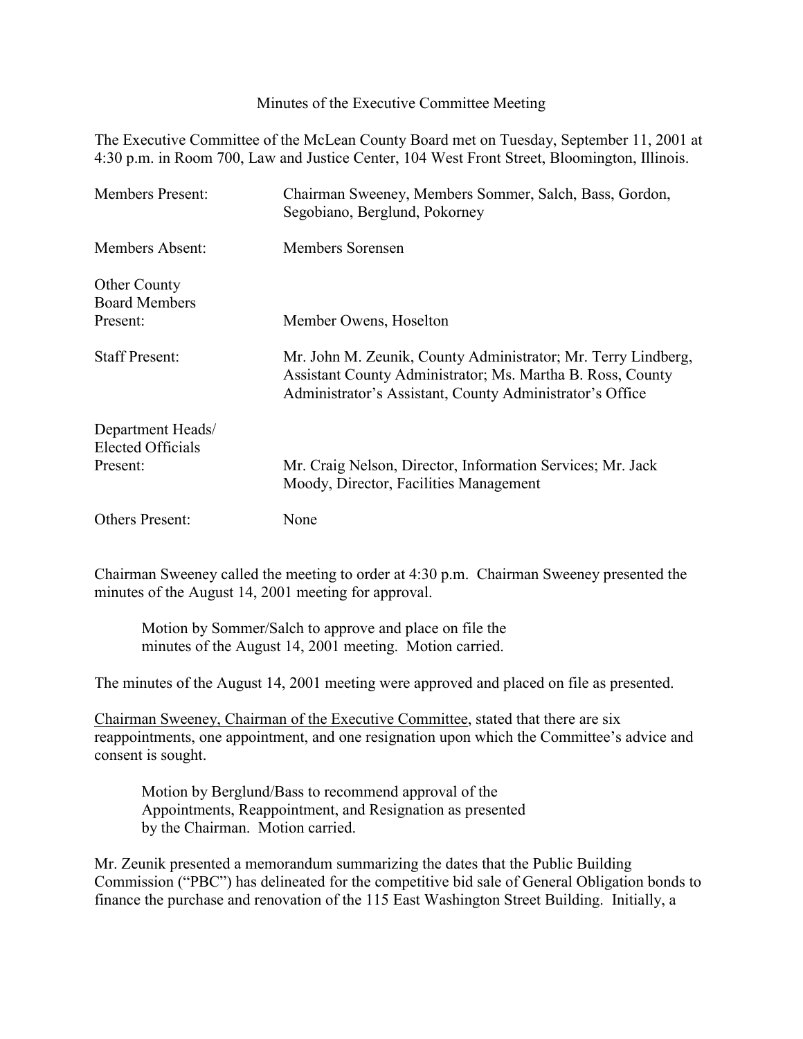Minutes of the Executive Committee Meeting

The Executive Committee of the McLean County Board met on Tuesday, September 11, 2001 at 4:30 p.m. in Room 700, Law and Justice Center, 104 West Front Street, Bloomington, Illinois.

| | |
|---|---|
| Members Present: | Chairman Sweeney, Members Sommer, Salch, Bass, Gordon, Segobiano, Berglund, Pokorney |
| Members Absent: | Members Sorensen |
| Other County Board Members Present: | Member Owens, Hoselton |
| Staff Present: | Mr. John M. Zeunik, County Administrator; Mr. Terry Lindberg, Assistant County Administrator; Ms. Martha B. Ross, County Administrator's Assistant, County Administrator's Office |
| Department Heads/ Elected Officials Present: | Mr. Craig Nelson, Director, Information Services; Mr. Jack Moody, Director, Facilities Management |
| Others Present: | None |

Chairman Sweeney called the meeting to order at 4:30 p.m. Chairman Sweeney presented the minutes of the August 14, 2001 meeting for approval.

> Motion by Sommer/Salch to approve and place on file the minutes of the August 14, 2001 meeting. Motion carried.

The minutes of the August 14, 2001 meeting were approved and placed on file as presented.

Chairman Sweeney, Chairman of the Executive Committee, stated that there are six reappointments, one appointment, and one resignation upon which the Committee's advice and consent is sought.

> Motion by Berglund/Bass to recommend approval of the Appointments, Reappointment, and Resignation as presented by the Chairman. Motion carried.

Mr. Zeunik presented a memorandum summarizing the dates that the Public Building Commission ("PBC") has delineated for the competitive bid sale of General Obligation bonds to finance the purchase and renovation of the 115 East Washington Street Building. Initially, a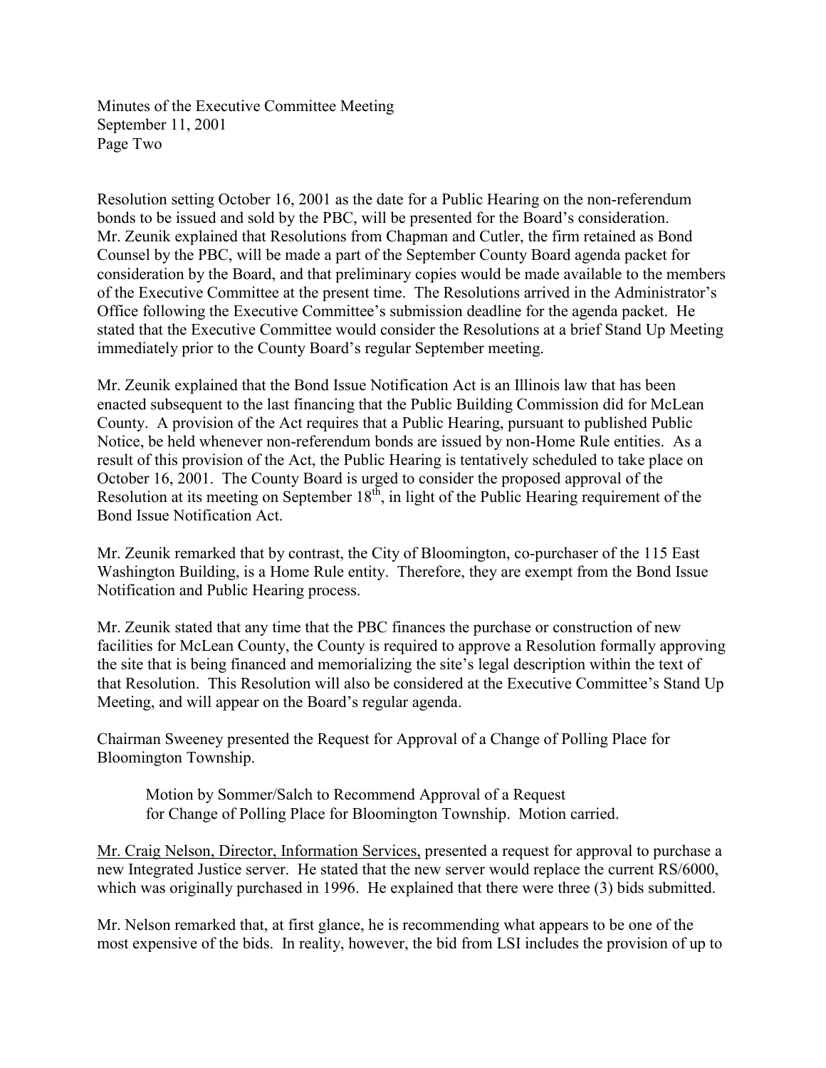Resolution setting October 16, 2001 as the date for a Public Hearing on the non-referendum bonds to be issued and sold by the PBC, will be presented for the Board's consideration. Mr. Zeunik explained that Resolutions from Chapman and Cutler, the firm retained as Bond Counsel by the PBC, will be made a part of the September County Board agenda packet for consideration by the Board, and that preliminary copies would be made available to the members of the Executive Committee at the present time. The Resolutions arrived in the Administrator's Office following the Executive Committee's submission deadline for the agenda packet. He stated that the Executive Committee would consider the Resolutions at a brief Stand Up Meeting immediately prior to the County Board's regular September meeting.

Mr. Zeunik explained that the Bond Issue Notification Act is an Illinois law that has been enacted subsequent to the last financing that the Public Building Commission did for McLean County. A provision of the Act requires that a Public Hearing, pursuant to published Public Notice, be held whenever non-referendum bonds are issued by non-Home Rule entities. As a result of this provision of the Act, the Public Hearing is tentatively scheduled to take place on October 16, 2001. The County Board is urged to consider the proposed approval of the Resolution at its meeting on September 18th, in light of the Public Hearing requirement of the Bond Issue Notification Act.

Mr. Zeunik remarked that by contrast, the City of Bloomington, co-purchaser of the 115 East Washington Building, is a Home Rule entity. Therefore, they are exempt from the Bond Issue Notification and Public Hearing process.

Mr. Zeunik stated that any time that the PBC finances the purchase or construction of new facilities for McLean County, the County is required to approve a Resolution formally approving the site that is being financed and memorializing the site's legal description within the text of that Resolution. This Resolution will also be considered at the Executive Committee's Stand Up Meeting, and will appear on the Board's regular agenda.

Chairman Sweeney presented the Request for Approval of a Change of Polling Place for Bloomington Township.

> Motion by Sommer/Salch to Recommend Approval of a Request for Change of Polling Place for Bloomington Township. Motion carried.

Mr. Craig Nelson, Director, Information Services, presented a request for approval to purchase a new Integrated Justice server. He stated that the new server would replace the current RS/6000, which was originally purchased in 1996. He explained that there were three (3) bids submitted.

Mr. Nelson remarked that, at first glance, he is recommending what appears to be one of the most expensive of the bids. In reality, however, the bid from LSI includes the provision of up to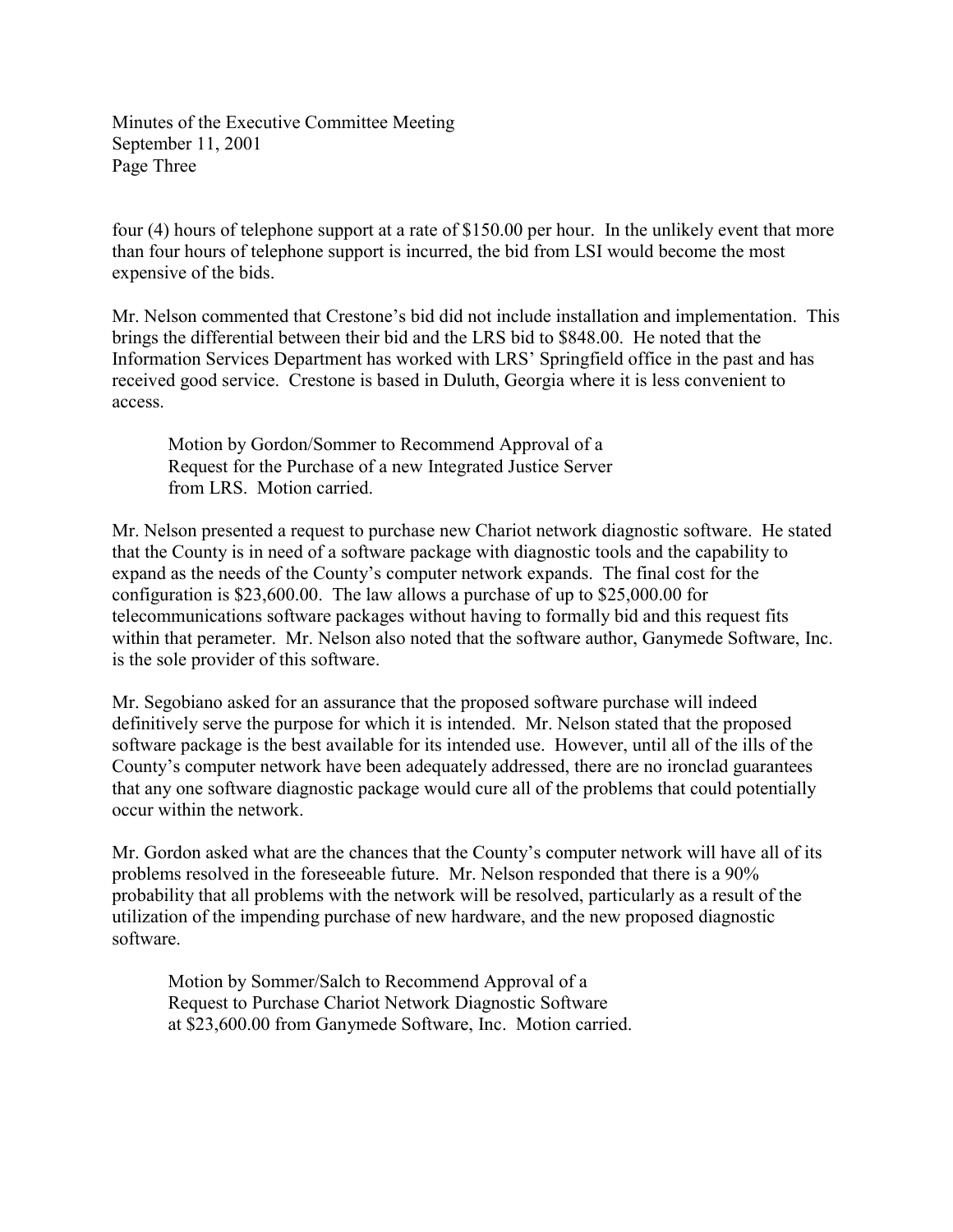four (4) hours of telephone support at a rate of $150.00 per hour. In the unlikely event that more than four hours of telephone support is incurred, the bid from LSI would become the most expensive of the bids.

Mr. Nelson commented that Crestone's bid did not include installation and implementation. This brings the differential between their bid and the LRS bid to $848.00. He noted that the Information Services Department has worked with LRS' Springfield office in the past and has received good service. Crestone is based in Duluth, Georgia where it is less convenient to access.

> Motion by Gordon/Sommer to Recommend Approval of a Request for the Purchase of a new Integrated Justice Server from LRS. Motion carried.

Mr. Nelson presented a request to purchase new Chariot network diagnostic software. He stated that the County is in need of a software package with diagnostic tools and the capability to expand as the needs of the County's computer network expands. The final cost for the configuration is $23,600.00. The law allows a purchase of up to $25,000.00 for telecommunications software packages without having to formally bid and this request fits within that perameter. Mr. Nelson also noted that the software author, Ganymede Software, Inc. is the sole provider of this software.

Mr. Segobiano asked for an assurance that the proposed software purchase will indeed definitively serve the purpose for which it is intended. Mr. Nelson stated that the proposed software package is the best available for its intended use. However, until all of the ills of the County's computer network have been adequately addressed, there are no ironclad guarantees that any one software diagnostic package would cure all of the problems that could potentially occur within the network.

Mr. Gordon asked what are the chances that the County's computer network will have all of its problems resolved in the foreseeable future. Mr. Nelson responded that there is a 90% probability that all problems with the network will be resolved, particularly as a result of the utilization of the impending purchase of new hardware, and the new proposed diagnostic software.

> Motion by Sommer/Salch to Recommend Approval of a Request to Purchase Chariot Network Diagnostic Software at $23,600.00 from Ganymede Software, Inc. Motion carried.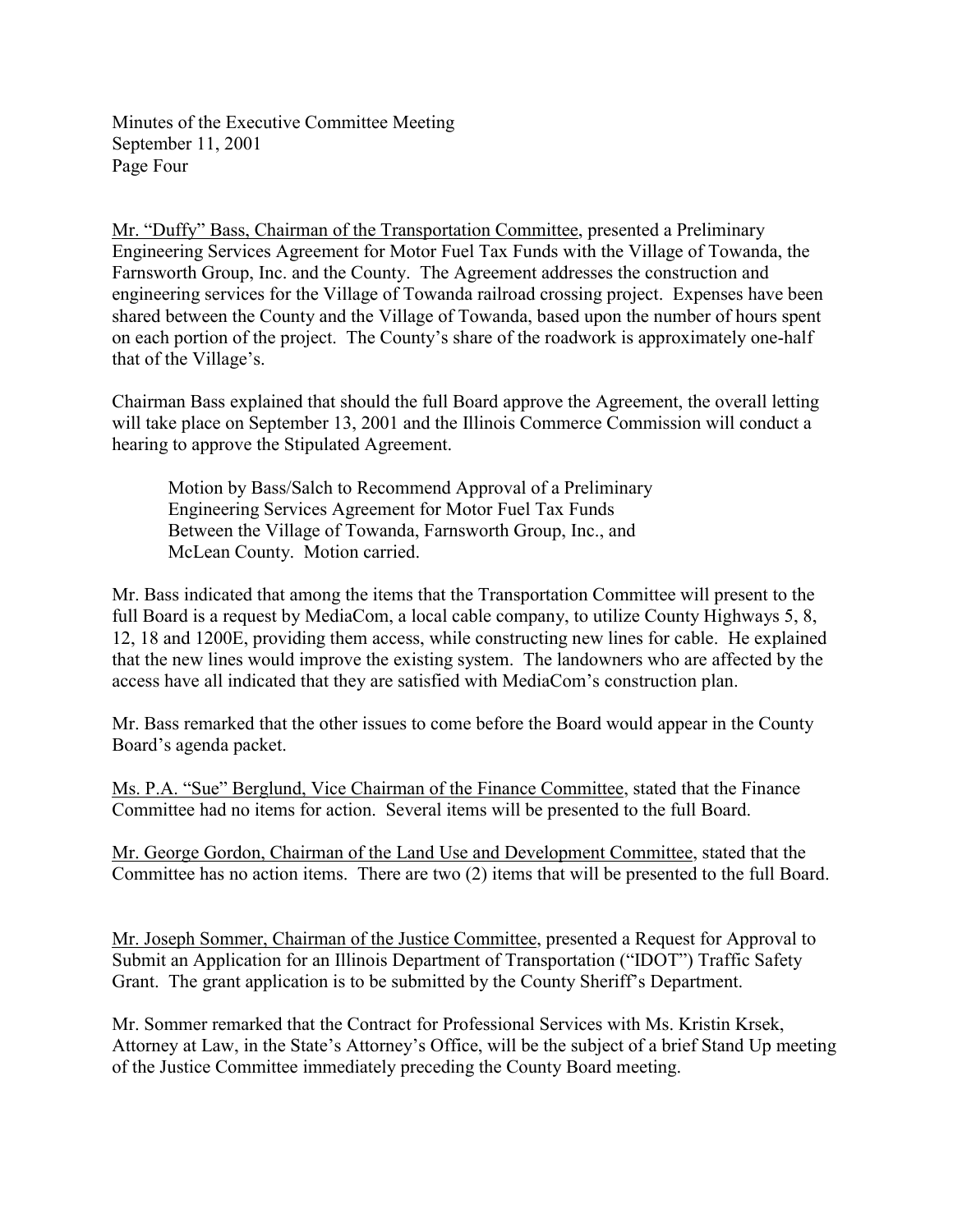Minutes of the Executive Committee Meeting
September 11, 2001
Page Four

Mr. "Duffy" Bass, Chairman of the Transportation Committee, presented a Preliminary Engineering Services Agreement for Motor Fuel Tax Funds with the Village of Towanda, the Farnsworth Group, Inc. and the County. The Agreement addresses the construction and engineering services for the Village of Towanda railroad crossing project. Expenses have been shared between the County and the Village of Towanda, based upon the number of hours spent on each portion of the project. The County's share of the roadwork is approximately one-half that of the Village's.

Chairman Bass explained that should the full Board approve the Agreement, the overall letting will take place on September 13, 2001 and the Illinois Commerce Commission will conduct a hearing to approve the Stipulated Agreement.

> Motion by Bass/Salch to Recommend Approval of a Preliminary Engineering Services Agreement for Motor Fuel Tax Funds Between the Village of Towanda, Farnsworth Group, Inc., and McLean County. Motion carried.

Mr. Bass indicated that among the items that the Transportation Committee will present to the full Board is a request by MediaCom, a local cable company, to utilize County Highways 5, 8, 12, 18 and 1200E, providing them access, while constructing new lines for cable. He explained that the new lines would improve the existing system. The landowners who are affected by the access have all indicated that they are satisfied with MediaCom's construction plan.

Mr. Bass remarked that the other issues to come before the Board would appear in the County Board's agenda packet.

Ms. P.A. "Sue" Berglund, Vice Chairman of the Finance Committee, stated that the Finance Committee had no items for action. Several items will be presented to the full Board.

Mr. George Gordon, Chairman of the Land Use and Development Committee, stated that the Committee has no action items. There are two (2) items that will be presented to the full Board.

Mr. Joseph Sommer, Chairman of the Justice Committee, presented a Request for Approval to Submit an Application for an Illinois Department of Transportation ("IDOT") Traffic Safety Grant. The grant application is to be submitted by the County Sheriff's Department.

Mr. Sommer remarked that the Contract for Professional Services with Ms. Kristin Krsek, Attorney at Law, in the State's Attorney's Office, will be the subject of a brief Stand Up meeting of the Justice Committee immediately preceding the County Board meeting.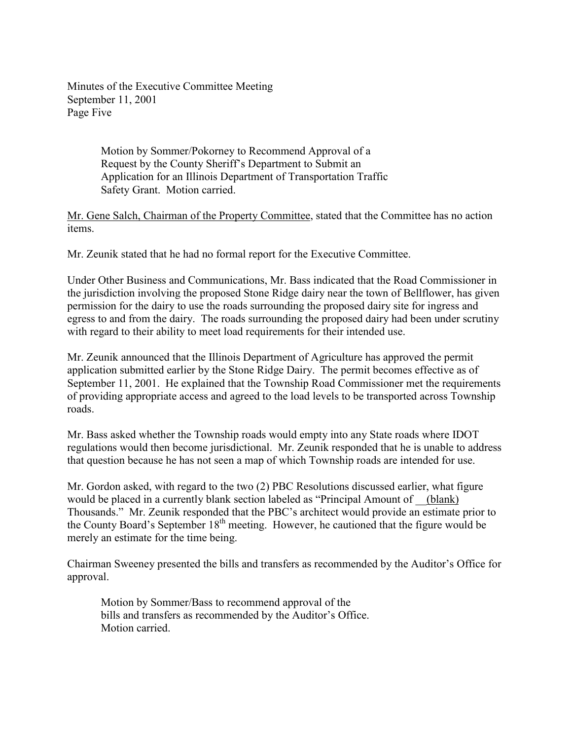Minutes of the Executive Committee Meeting
September 11, 2001
Page Five

> Motion by Sommer/Pokorney to Recommend Approval of a Request by the County Sheriff's Department to Submit an Application for an Illinois Department of Transportation Traffic Safety Grant. Motion carried.

Mr. Gene Salch, Chairman of the Property Committee, stated that the Committee has no action items.

Mr. Zeunik stated that he had no formal report for the Executive Committee.

Under Other Business and Communications, Mr. Bass indicated that the Road Commissioner in the jurisdiction involving the proposed Stone Ridge dairy near the town of Bellflower, has given permission for the dairy to use the roads surrounding the proposed dairy site for ingress and egress to and from the dairy. The roads surrounding the proposed dairy had been under scrutiny with regard to their ability to meet load requirements for their intended use.

Mr. Zeunik announced that the Illinois Department of Agriculture has approved the permit application submitted earlier by the Stone Ridge Dairy. The permit becomes effective as of September 11, 2001. He explained that the Township Road Commissioner met the requirements of providing appropriate access and agreed to the load levels to be transported across Township roads.

Mr. Bass asked whether the Township roads would empty into any State roads where IDOT regulations would then become jurisdictional. Mr. Zeunik responded that he is unable to address that question because he has not seen a map of which Township roads are intended for use.

Mr. Gordon asked, with regard to the two (2) PBC Resolutions discussed earlier, what figure would be placed in a currently blank section labeled as "Principal Amount of __(blank) Thousands." Mr. Zeunik responded that the PBC's architect would provide an estimate prior to the County Board's September 18th meeting. However, he cautioned that the figure would be merely an estimate for the time being.

Chairman Sweeney presented the bills and transfers as recommended by the Auditor's Office for approval.

> Motion by Sommer/Bass to recommend approval of the bills and transfers as recommended by the Auditor's Office. Motion carried.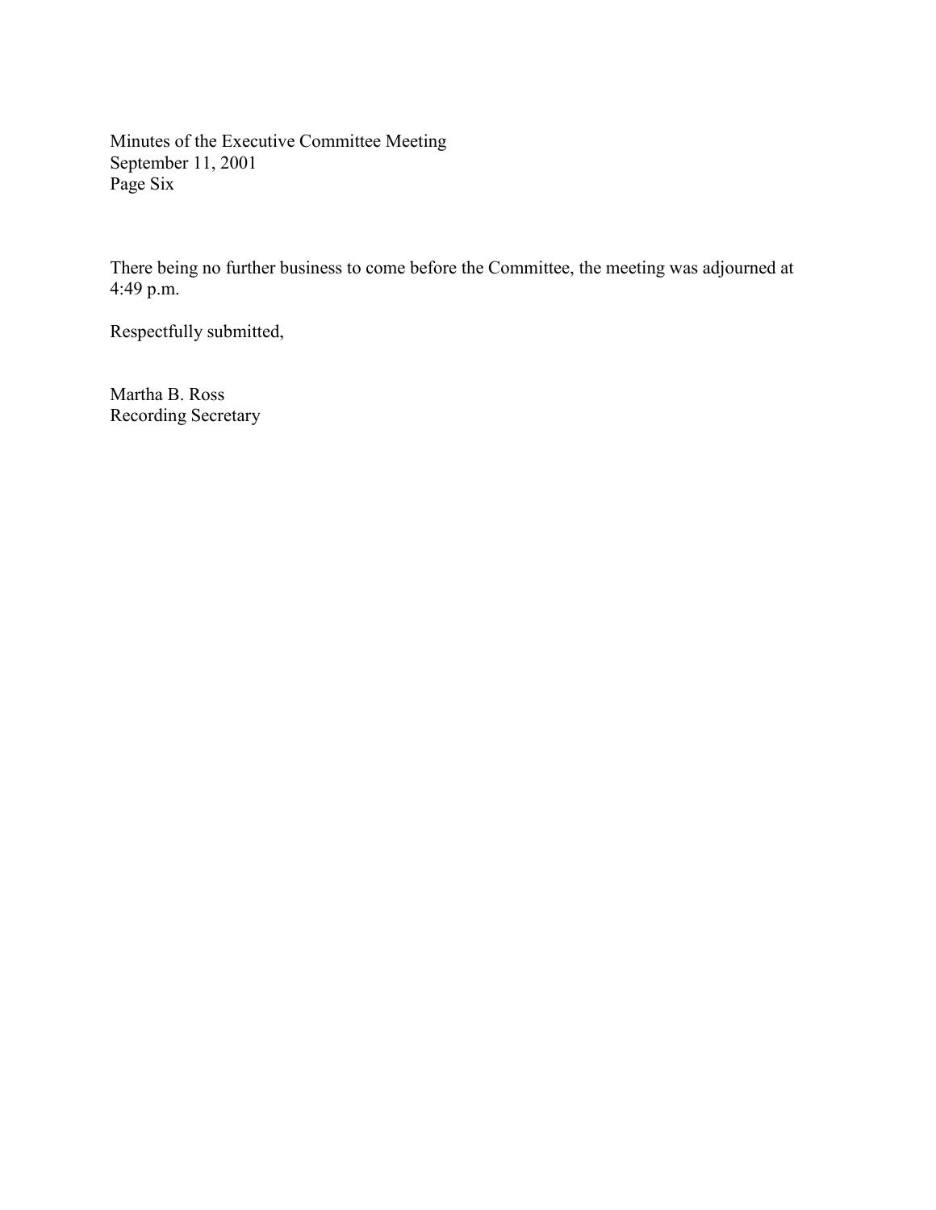There being no further business to come before the Committee, the meeting was adjourned at 4:49 p.m.

Respectfully submitted,

Martha B. Ross
Recording Secretary